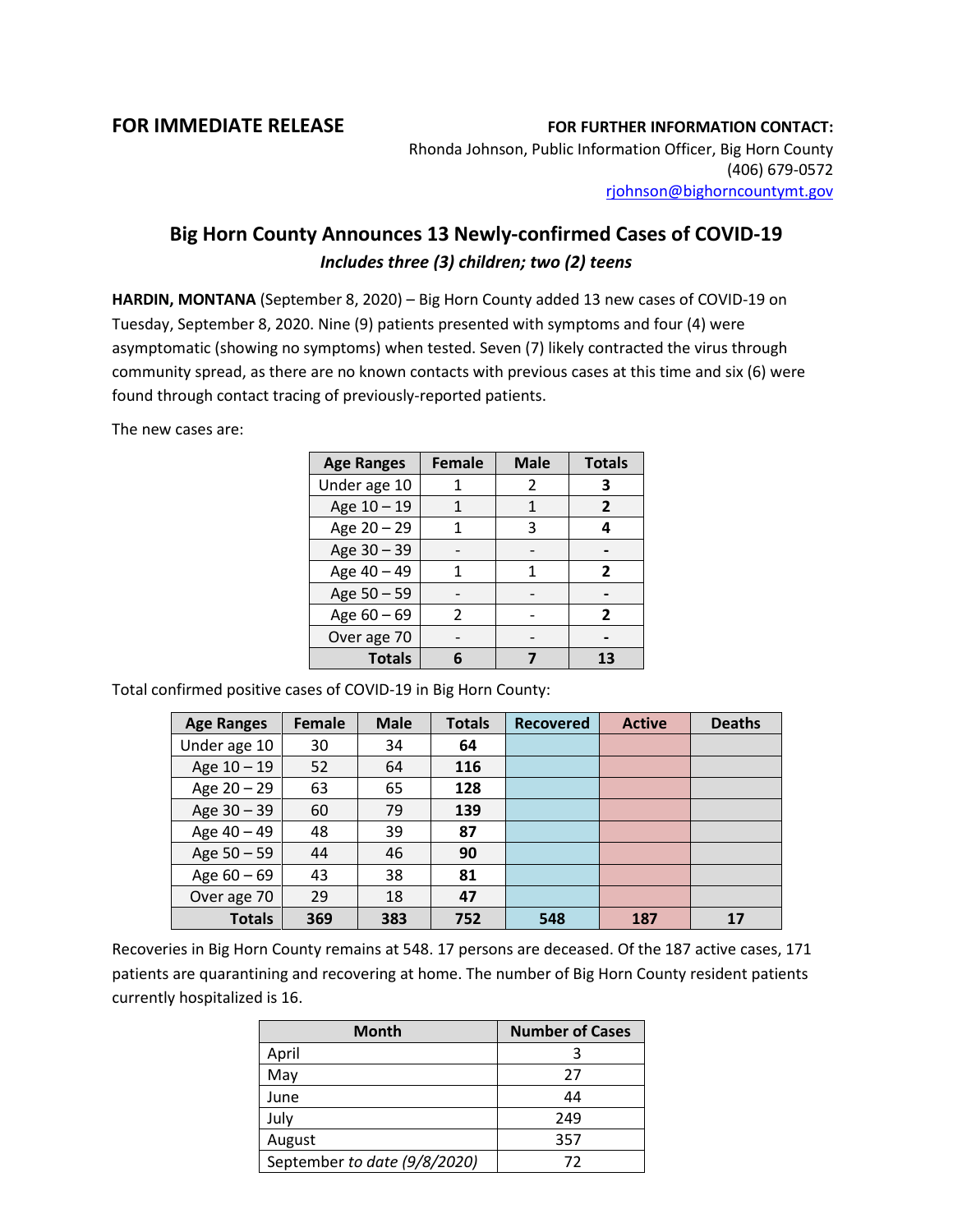**FOR IMMEDIATE RELEASE**

**FOR FURTHER INFORMATION CONTACT:**
Rhonda Johnson, Public Information Officer, Big Horn County
(406) 679-0572
rjohnson@bighorncountymt.gov

# Big Horn County Announces 13 Newly-confirmed Cases of COVID-19

***Includes three (3) children; two (2) teens***

**HARDIN, MONTANA** (September 8, 2020) – Big Horn County added 13 new cases of COVID-19 on Tuesday, September 8, 2020. Nine (9) patients presented with symptoms and four (4) were asymptomatic (showing no symptoms) when tested. Seven (7) likely contracted the virus through community spread, as there are no known contacts with previous cases at this time and six (6) were found through contact tracing of previously-reported patients.

The new cases are:

| Age Ranges | Female | Male | Totals |
|---|---|---|---|
| Under age 10 | 1 | 2 | **3** |
| Age 10 – 19 | 1 | 1 | **2** |
| Age 20 – 29 | 1 | 3 | **4** |
| Age 30 – 39 | - | - | **-** |
| Age 40 – 49 | 1 | 1 | **2** |
| Age 50 – 59 | - | - | **-** |
| Age 60 – 69 | 2 | - | **2** |
| Over age 70 | - | - | **-** |
| **Totals** | **6** | **7** | **13** |

Total confirmed positive cases of COVID-19 in Big Horn County:

| Age Ranges | Female | Male | Totals | Recovered | Active | Deaths |
|---|---|---|---|---|---|---|
| Under age 10 | 30 | 34 | **64** | | | |
| Age 10 – 19 | 52 | 64 | **116** | | | |
| Age 20 – 29 | 63 | 65 | **128** | | | |
| Age 30 – 39 | 60 | 79 | **139** | | | |
| Age 40 – 49 | 48 | 39 | **87** | | | |
| Age 50 – 59 | 44 | 46 | **90** | | | |
| Age 60 – 69 | 43 | 38 | **81** | | | |
| Over age 70 | 29 | 18 | **47** | | | |
| **Totals** | **369** | **383** | **752** | **548** | **187** | **17** |

Recoveries in Big Horn County remains at 548. 17 persons are deceased. Of the 187 active cases, 171 patients are quarantining and recovering at home. The number of Big Horn County resident patients currently hospitalized is 16.

| Month | Number of Cases |
|---|---|
| April | 3 |
| May | 27 |
| June | 44 |
| July | 249 |
| August | 357 |
| September *to date (9/8/2020)* | 72 |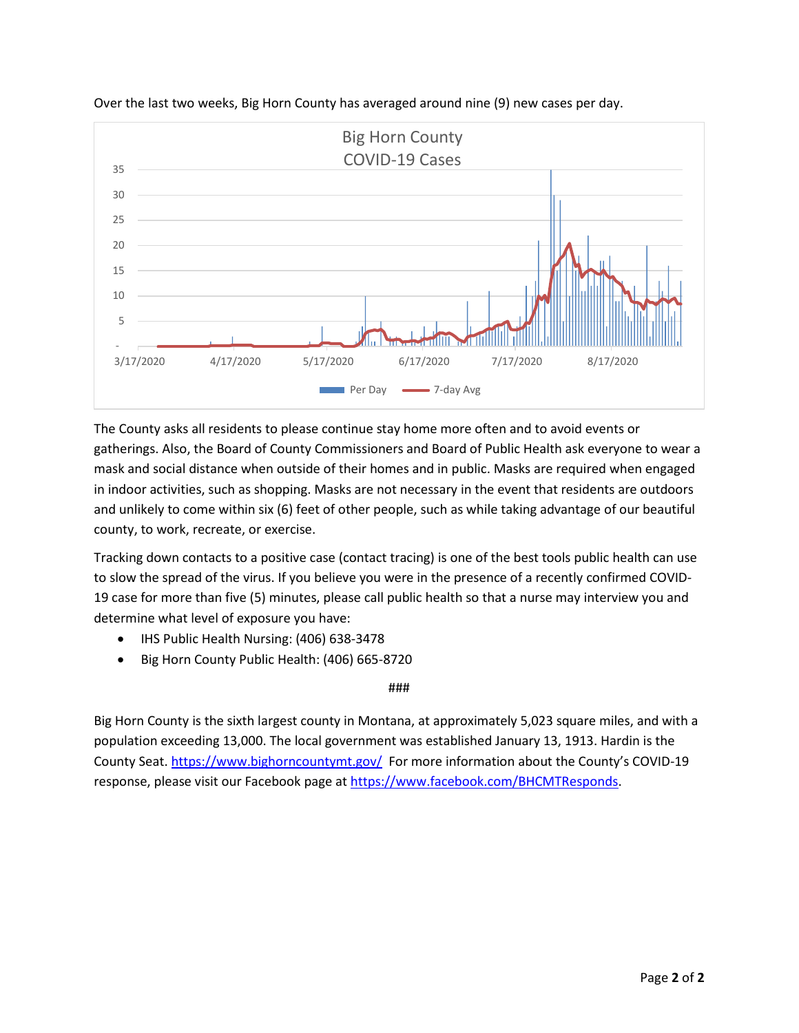Over the last two weeks, Big Horn County has averaged around nine (9) new cases per day.

Big Horn County
COVID-19 Cases

35
30
25
20
15
10
5
-

3/17/2020
4/17/2020
5/17/2020
6/17/2020
7/17/2020
8/17/2020

Per Day
7-day Avg

The County asks all residents to please continue stay home more often and to avoid events or gatherings. Also, the Board of County Commissioners and Board of Public Health ask everyone to wear a mask and social distance when outside of their homes and in public. Masks are required when engaged in indoor activities, such as shopping. Masks are not necessary in the event that residents are outdoors and unlikely to come within six (6) feet of other people, such as while taking advantage of our beautiful county, to work, recreate, or exercise.

Tracking down contacts to a positive case (contact tracing) is one of the best tools public health can use to slow the spread of the virus. If you believe you were in the presence of a recently confirmed COVID-19 case for more than five (5) minutes, please call public health so that a nurse may interview you and determine what level of exposure you have:

- IHS Public Health Nursing: (406) 638-3478
- Big Horn County Public Health: (406) 665-8720

###

Big Horn County is the sixth largest county in Montana, at approximately 5,023 square miles, and with a population exceeding 13,000. The local government was established January 13, 1913. Hardin is the County Seat. https://www.bighorncountymt.gov/ For more information about the County's COVID-19 response, please visit our Facebook page at https://www.facebook.com/BHCMTResponds.